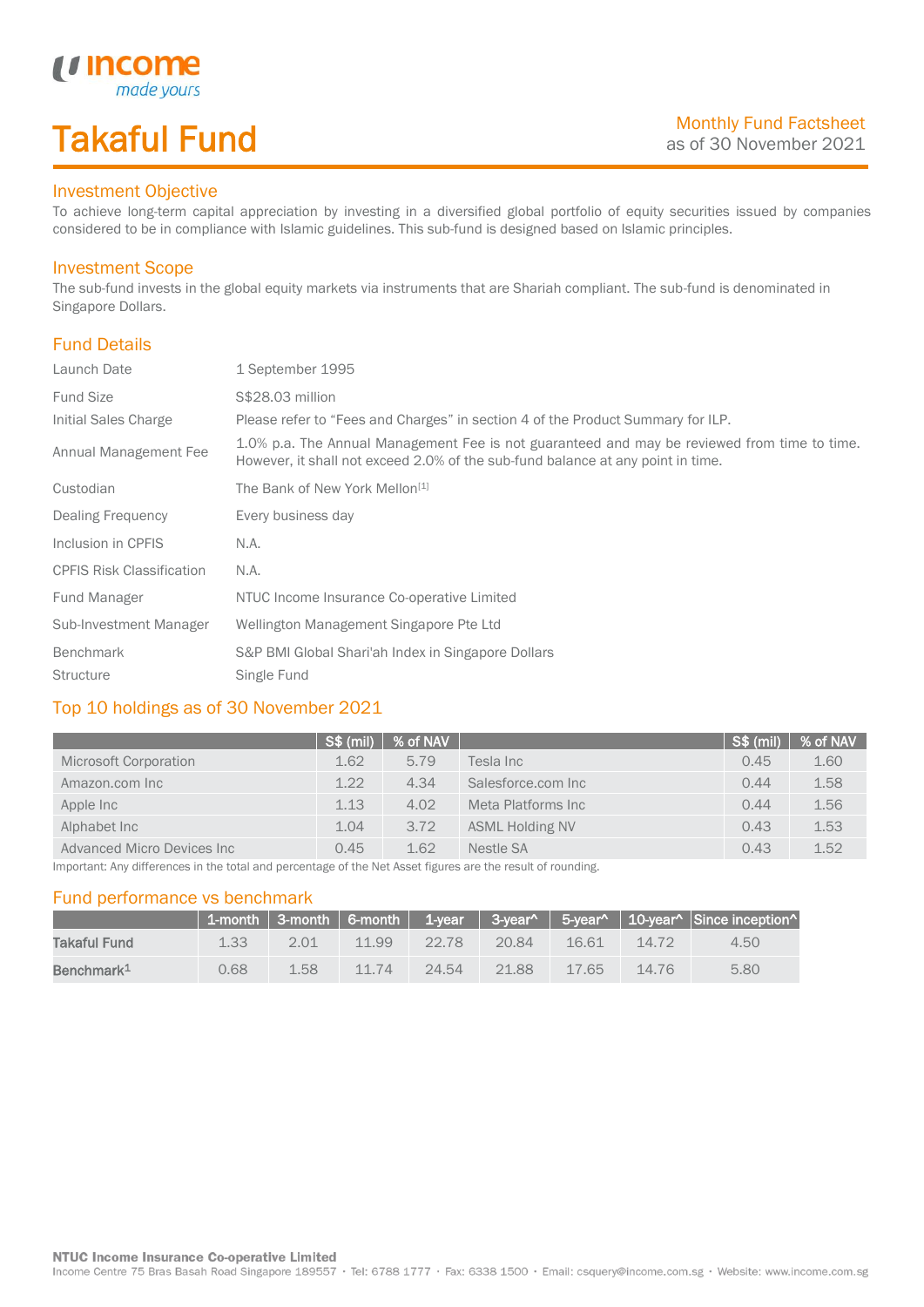income made yours

# Takaful Fund

Monthly Fund Factsheet
as of 30 November 2021

## Investment Objective

To achieve long-term capital appreciation by investing in a diversified global portfolio of equity securities issued by companies considered to be in compliance with Islamic guidelines. This sub-fund is designed based on Islamic principles.

## Investment Scope

The sub-fund invests in the global equity markets via instruments that are Shariah compliant. The sub-fund is denominated in Singapore Dollars.

## Fund Details

| | |
|---|---|
| Launch Date | 1 September 1995 |
| Fund Size | S$28.03 million |
| Initial Sales Charge | Please refer to "Fees and Charges" in section 4 of the Product Summary for ILP. |
| Annual Management Fee | 1.0% p.a. The Annual Management Fee is not guaranteed and may be reviewed from time to time. However, it shall not exceed 2.0% of the sub-fund balance at any point in time. |
| Custodian | The Bank of New York Mellon[1] |
| Dealing Frequency | Every business day |
| Inclusion in CPFIS | N.A. |
| CPFIS Risk Classification | N.A. |
| Fund Manager | NTUC Income Insurance Co-operative Limited |
| Sub-Investment Manager | Wellington Management Singapore Pte Ltd |
| Benchmark | S&P BMI Global Shari'ah Index in Singapore Dollars |
| Structure | Single Fund |

## Top 10 holdings as of 30 November 2021

| | S$ (mil) | % of NAV | | S$ (mil) | % of NAV |
|---|---|---|---|---|---|
| Microsoft Corporation | 1.62 | 5.79 | Tesla Inc | 0.45 | 1.60 |
| Amazon.com Inc | 1.22 | 4.34 | Salesforce.com Inc | 0.44 | 1.58 |
| Apple Inc | 1.13 | 4.02 | Meta Platforms Inc | 0.44 | 1.56 |
| Alphabet Inc | 1.04 | 3.72 | ASML Holding NV | 0.43 | 1.53 |
| Advanced Micro Devices Inc | 0.45 | 1.62 | Nestle SA | 0.43 | 1.52 |

Important: Any differences in the total and percentage of the Net Asset figures are the result of rounding.

## Fund performance vs benchmark

| | 1-month | 3-month | 6-month | 1-year | 3-year^ | 5-year^ | 10-year^ | Since inception^ |
|---|---|---|---|---|---|---|---|---|
| **Takaful Fund** | 1.33 | 2.01 | 11.99 | 22.78 | 20.84 | 16.61 | 14.72 | 4.50 |
| **Benchmark[1]** | 0.68 | 1.58 | 11.74 | 24.54 | 21.88 | 17.65 | 14.76 | 5.80 |

**NTUC Income Insurance Co-operative Limited**
Income Centre 75 Bras Basah Road Singapore 189557 · Tel: 6788 1777 · Fax: 6338 1500 · Email: csquery@income.com.sg · Website: www.income.com.sg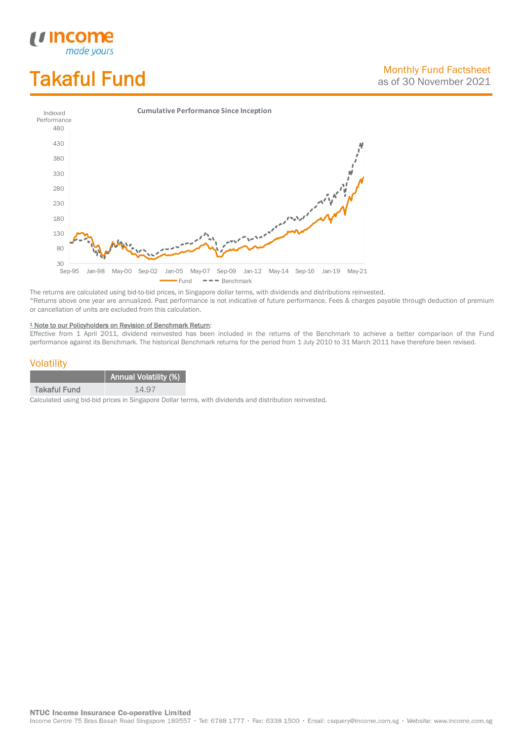# Takaful Fund

Monthly Fund Factsheet
as of 30 November 2021

**Cumulative Performance Since Inception**

The returns are calculated using bid-to-bid prices, in Singapore dollar terms, with dividends and distributions reinvested.
^Returns above one year are annualized. Past performance is not indicative of future performance. Fees & charges payable through deduction of premium or cancellation of units are excluded from this calculation.

[1] Note to our Policyholders on Revision of Benchmark Return:
Effective from 1 April 2011, dividend reinvested has been included in the returns of the Benchmark to achieve a better comparison of the Fund performance against its Benchmark. The historical Benchmark returns for the period from 1 July 2010 to 31 March 2011 have therefore been revised.

## Volatility

| | Annual Volatility (%) |
|---|---|
| Takaful Fund | 14.97 |

Calculated using bid-bid prices in Singapore Dollar terms, with dividends and distribution reinvested.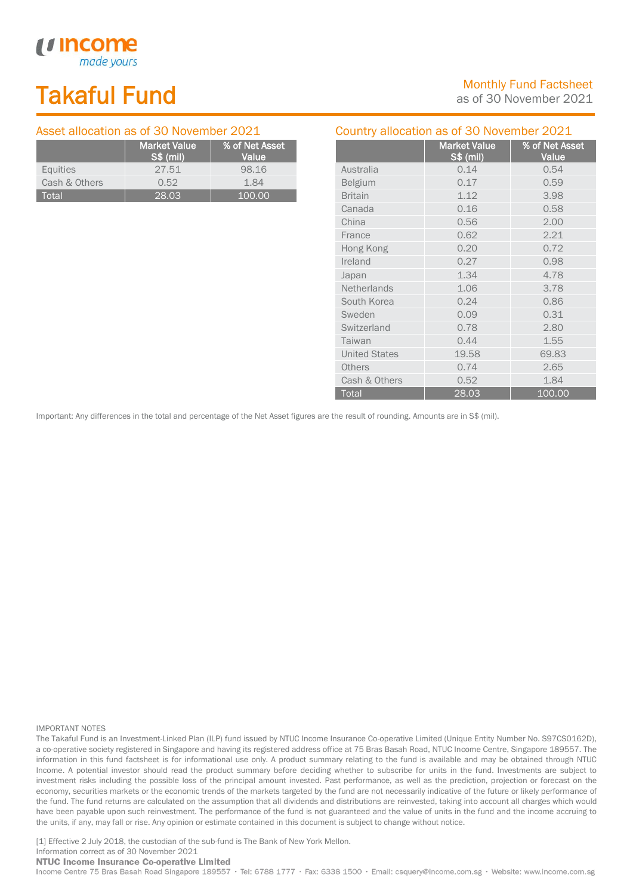# Takaful Fund

Monthly Fund Factsheet
as of 30 November 2021

## Asset allocation as of 30 November 2021

| | Market Value S$ (mil) | % of Net Asset Value |
|---|---|---|
| Equities | 27.51 | 98.16 |
| Cash & Others | 0.52 | 1.84 |
| Total | 28.03 | 100.00 |

## Country allocation as of 30 November 2021

| | Market Value S$ (mil) | % of Net Asset Value |
|---|---|---|
| Australia | 0.14 | 0.54 |
| Belgium | 0.17 | 0.59 |
| Britain | 1.12 | 3.98 |
| Canada | 0.16 | 0.58 |
| China | 0.56 | 2.00 |
| France | 0.62 | 2.21 |
| Hong Kong | 0.20 | 0.72 |
| Ireland | 0.27 | 0.98 |
| Japan | 1.34 | 4.78 |
| Netherlands | 1.06 | 3.78 |
| South Korea | 0.24 | 0.86 |
| Sweden | 0.09 | 0.31 |
| Switzerland | 0.78 | 2.80 |
| Taiwan | 0.44 | 1.55 |
| United States | 19.58 | 69.83 |
| Others | 0.74 | 2.65 |
| Cash & Others | 0.52 | 1.84 |
| Total | 28.03 | 100.00 |

Important: Any differences in the total and percentage of the Net Asset figures are the result of rounding. Amounts are in S$ (mil).

IMPORTANT NOTES

The Takaful Fund is an Investment-Linked Plan (ILP) fund issued by NTUC Income Insurance Co-operative Limited (Unique Entity Number No. S97CS0162D), a co-operative society registered in Singapore and having its registered address office at 75 Bras Basah Road, NTUC Income Centre, Singapore 189557. The information in this fund factsheet is for informational use only. A product summary relating to the fund is available and may be obtained through NTUC Income. A potential investor should read the product summary before deciding whether to subscribe for units in the fund. Investments are subject to investment risks including the possible loss of the principal amount invested. Past performance, as well as the prediction, projection or forecast on the economy, securities markets or the economic trends of the markets targeted by the fund are not necessarily indicative of the future or likely performance of the fund. The fund returns are calculated on the assumption that all dividends and distributions are reinvested, taking into account all charges which would have been payable upon such reinvestment. The performance of the fund is not guaranteed and the value of units in the fund and the income accruing to the units, if any, may fall or rise. Any opinion or estimate contained in this document is subject to change without notice.

[1] Effective 2 July 2018, the custodian of the sub-fund is The Bank of New York Mellon.
Information correct as of 30 November 2021

**NTUC Income Insurance Co-operative Limited**
Income Centre 75 Bras Basah Road Singapore 189557 · Tel: 6788 1777 · Fax: 6338 1500 · Email: csquery@income.com.sg · Website: www.income.com.sg